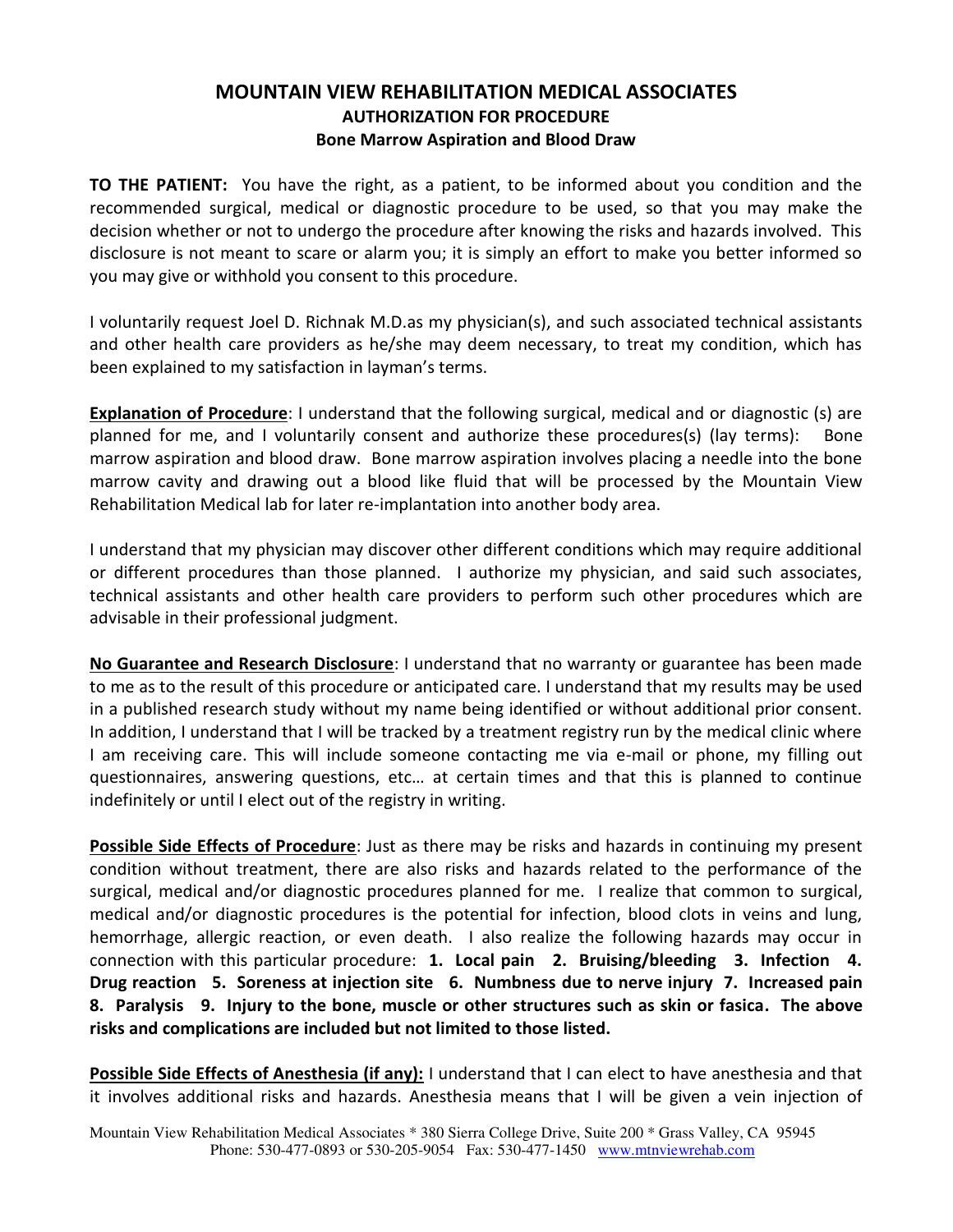# MOUNTAIN VIEW REHABILITATION MEDICAL ASSOCIATES

## AUTHORIZATION FOR PROCEDURE

### Bone Marrow Aspiration and Blood Draw

**TO THE PATIENT:** You have the right, as a patient, to be informed about you condition and the recommended surgical, medical or diagnostic procedure to be used, so that you may make the decision whether or not to undergo the procedure after knowing the risks and hazards involved. This disclosure is not meant to scare or alarm you; it is simply an effort to make you better informed so you may give or withhold you consent to this procedure.

I voluntarily request Joel D. Richnak M.D.as my physician(s), and such associated technical assistants and other health care providers as he/she may deem necessary, to treat my condition, which has been explained to my satisfaction in layman's terms.

**Explanation of Procedure**: I understand that the following surgical, medical and or diagnostic (s) are planned for me, and I voluntarily consent and authorize these procedures(s) (lay terms): Bone marrow aspiration and blood draw. Bone marrow aspiration involves placing a needle into the bone marrow cavity and drawing out a blood like fluid that will be processed by the Mountain View Rehabilitation Medical lab for later re-implantation into another body area.

I understand that my physician may discover other different conditions which may require additional or different procedures than those planned. I authorize my physician, and said such associates, technical assistants and other health care providers to perform such other procedures which are advisable in their professional judgment.

**No Guarantee and Research Disclosure**: I understand that no warranty or guarantee has been made to me as to the result of this procedure or anticipated care. I understand that my results may be used in a published research study without my name being identified or without additional prior consent. In addition, I understand that I will be tracked by a treatment registry run by the medical clinic where I am receiving care. This will include someone contacting me via e-mail or phone, my filling out questionnaires, answering questions, etc… at certain times and that this is planned to continue indefinitely or until I elect out of the registry in writing.

**Possible Side Effects of Procedure**: Just as there may be risks and hazards in continuing my present condition without treatment, there are also risks and hazards related to the performance of the surgical, medical and/or diagnostic procedures planned for me. I realize that common to surgical, medical and/or diagnostic procedures is the potential for infection, blood clots in veins and lung, hemorrhage, allergic reaction, or even death. I also realize the following hazards may occur in connection with this particular procedure: **1. Local pain 2. Bruising/bleeding 3. Infection 4. Drug reaction 5. Soreness at injection site 6. Numbness due to nerve injury 7. Increased pain 8. Paralysis 9. Injury to the bone, muscle or other structures such as skin or fasica. The above risks and complications are included but not limited to those listed.**

**Possible Side Effects of Anesthesia (if any):** I understand that I can elect to have anesthesia and that it involves additional risks and hazards. Anesthesia means that I will be given a vein injection of

Mountain View Rehabilitation Medical Associates * 380 Sierra College Drive, Suite 200 * Grass Valley, CA 95945
Phone: 530-477-0893 or 530-205-9054 Fax: 530-477-1450 www.mtnviewrehab.com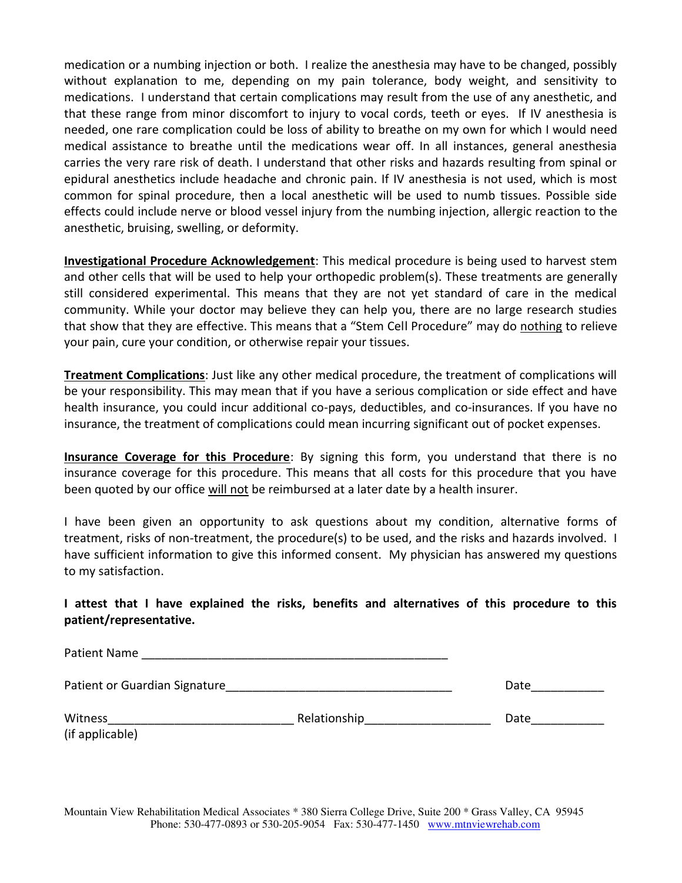medication or a numbing injection or both. I realize the anesthesia may have to be changed, possibly without explanation to me, depending on my pain tolerance, body weight, and sensitivity to medications. I understand that certain complications may result from the use of any anesthetic, and that these range from minor discomfort to injury to vocal cords, teeth or eyes. If IV anesthesia is needed, one rare complication could be loss of ability to breathe on my own for which I would need medical assistance to breathe until the medications wear off. In all instances, general anesthesia carries the very rare risk of death. I understand that other risks and hazards resulting from spinal or epidural anesthetics include headache and chronic pain. If IV anesthesia is not used, which is most common for spinal procedure, then a local anesthetic will be used to numb tissues. Possible side effects could include nerve or blood vessel injury from the numbing injection, allergic reaction to the anesthetic, bruising, swelling, or deformity.

**Investigational Procedure Acknowledgement**: This medical procedure is being used to harvest stem and other cells that will be used to help your orthopedic problem(s). These treatments are generally still considered experimental. This means that they are not yet standard of care in the medical community. While your doctor may believe they can help you, there are no large research studies that show that they are effective. This means that a "Stem Cell Procedure" may do nothing to relieve your pain, cure your condition, or otherwise repair your tissues.

**Treatment Complications**: Just like any other medical procedure, the treatment of complications will be your responsibility. This may mean that if you have a serious complication or side effect and have health insurance, you could incur additional co-pays, deductibles, and co-insurances. If you have no insurance, the treatment of complications could mean incurring significant out of pocket expenses.

**Insurance Coverage for this Procedure**: By signing this form, you understand that there is no insurance coverage for this procedure. This means that all costs for this procedure that you have been quoted by our office will not be reimbursed at a later date by a health insurer.

I have been given an opportunity to ask questions about my condition, alternative forms of treatment, risks of non-treatment, the procedure(s) to be used, and the risks and hazards involved. I have sufficient information to give this informed consent. My physician has answered my questions to my satisfaction.

**I attest that I have explained the risks, benefits and alternatives of this procedure to this patient/representative.**

Patient Name ______________________________________________

Patient or Guardian Signature__________________________________ Date___________

Witness___________________________ Relationship___________________ Date___________
(if applicable)

Mountain View Rehabilitation Medical Associates * 380 Sierra College Drive, Suite 200 * Grass Valley, CA 95945
Phone: 530-477-0893 or 530-205-9054 Fax: 530-477-1450 www.mtnviewrehab.com